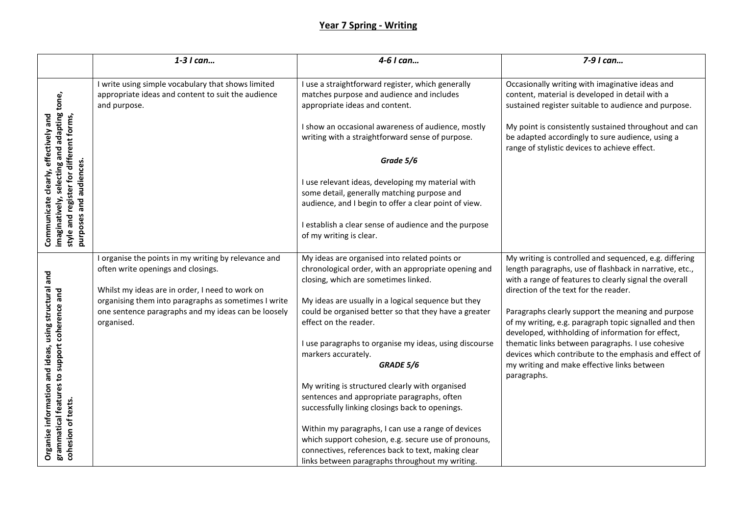# Year 7 Spring - Writing

| | *1-3 I can…* | *4-6 I can…* | *7-9 I can…* |
|---|---|---|---|
| **Communicate clearly, effectively and imaginatively, selecting and adapting tone, style and register for different forms, purposes and audiences.** | I write using simple vocabulary that shows limited appropriate ideas and content to suit the audience and purpose. | I use a straightforward register, which generally matches purpose and audience and includes appropriate ideas and content.<br><br>I show an occasional awareness of audience, mostly writing with a straightforward sense of purpose.<br><br>***Grade 5/6***<br><br>I use relevant ideas, developing my material with some detail, generally matching purpose and audience, and I begin to offer a clear point of view.<br><br>I establish a clear sense of audience and the purpose of my writing is clear. | Occasionally writing with imaginative ideas and content, material is developed in detail with a sustained register suitable to audience and purpose.<br><br>My point is consistently sustained throughout and can be adapted accordingly to sure audience, using a range of stylistic devices to achieve effect. |
| **Organise information and ideas, using structural and grammatical features to support coherence and cohesion of texts.** | I organise the points in my writing by relevance and often write openings and closings.<br><br>Whilst my ideas are in order, I need to work on organising them into paragraphs as sometimes I write one sentence paragraphs and my ideas can be loosely organised. | My ideas are organised into related points or chronological order, with an appropriate opening and closing, which are sometimes linked.<br><br>My ideas are usually in a logical sequence but they could be organised better so that they have a greater effect on the reader.<br><br>I use paragraphs to organise my ideas, using discourse markers accurately.<br>***GRADE 5/6***<br><br>My writing is structured clearly with organised sentences and appropriate paragraphs, often successfully linking closings back to openings.<br><br>Within my paragraphs, I can use a range of devices which support cohesion, e.g. secure use of pronouns, connectives, references back to text, making clear links between paragraphs throughout my writing. | My writing is controlled and sequenced, e.g. differing length paragraphs, use of flashback in narrative, etc., with a range of features to clearly signal the overall direction of the text for the reader.<br><br>Paragraphs clearly support the meaning and purpose of my writing, e.g. paragraph topic signalled and then developed, withholding of information for effect, thematic links between paragraphs. I use cohesive devices which contribute to the emphasis and effect of my writing and make effective links between paragraphs. |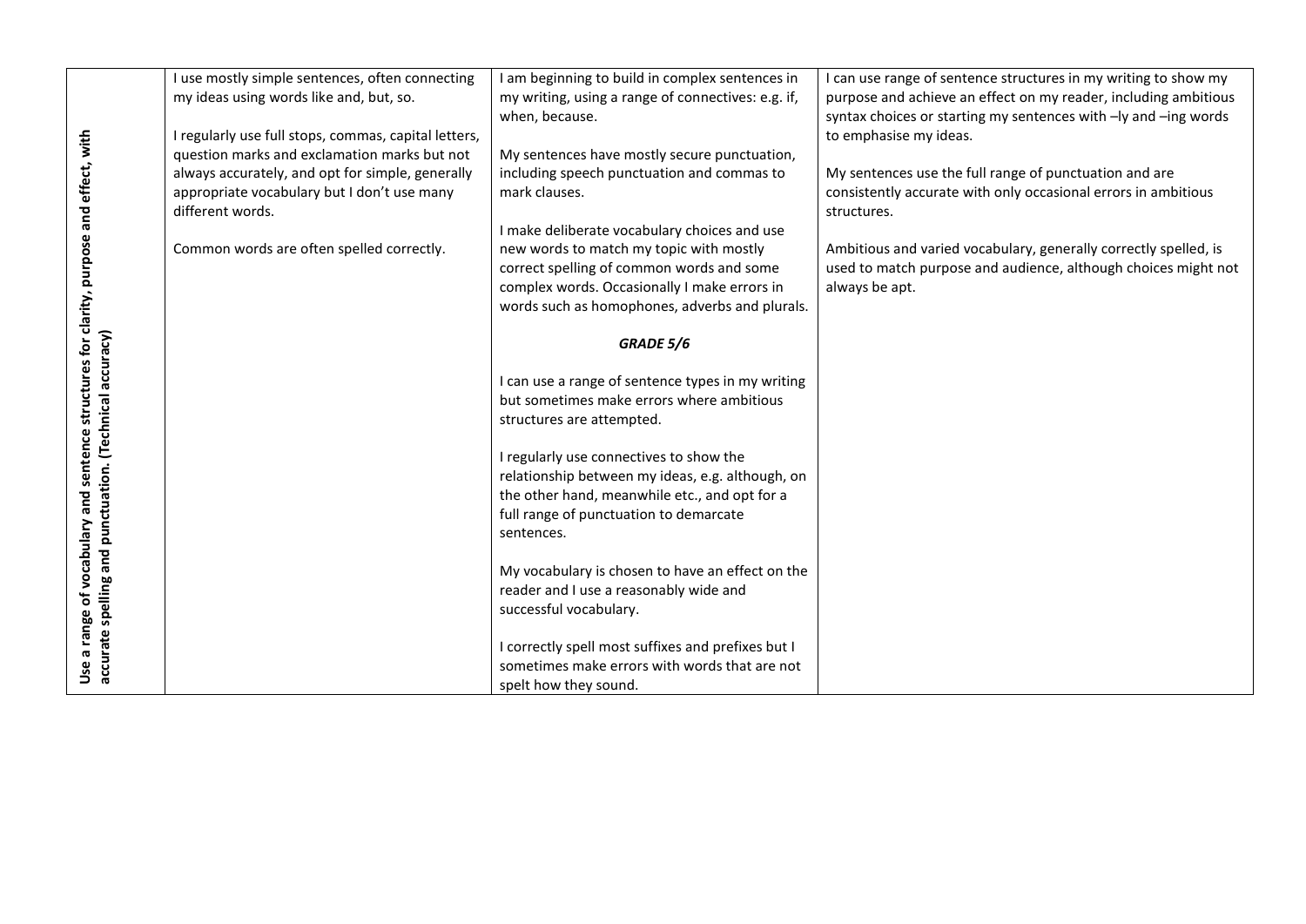| Use a range of vocabulary and sentence structures for clarity, purpose and effect, with accurate spelling and punctuation. (Technical accuracy) | I use mostly simple sentences, often connecting my ideas using words like and, but, so.<br><br>I regularly use full stops, commas, capital letters, question marks and exclamation marks but not always accurately, and opt for simple, generally appropriate vocabulary but I don't use many different words.<br><br>Common words are often spelled correctly. | I am beginning to build in complex sentences in my writing, using a range of connectives: e.g. if, when, because.<br><br>My sentences have mostly secure punctuation, including speech punctuation and commas to mark clauses.<br><br>I make deliberate vocabulary choices and use new words to match my topic with mostly correct spelling of common words and some complex words. Occasionally I make errors in words such as homophones, adverbs and plurals.<br><br>***GRADE 5/6***<br><br>I can use a range of sentence types in my writing but sometimes make errors where ambitious structures are attempted.<br><br>I regularly use connectives to show the relationship between my ideas, e.g. although, on the other hand, meanwhile etc., and opt for a full range of punctuation to demarcate sentences.<br><br>My vocabulary is chosen to have an effect on the reader and I use a reasonably wide and successful vocabulary.<br><br>I correctly spell most suffixes and prefixes but I sometimes make errors with words that are not spelt how they sound. | I can use range of sentence structures in my writing to show my purpose and achieve an effect on my reader, including ambitious syntax choices or starting my sentences with –ly and –ing words to emphasise my ideas.<br><br>My sentences use the full range of punctuation and are consistently accurate with only occasional errors in ambitious structures.<br><br>Ambitious and varied vocabulary, generally correctly spelled, is used to match purpose and audience, although choices might not always be apt. |
|---|---|---|---|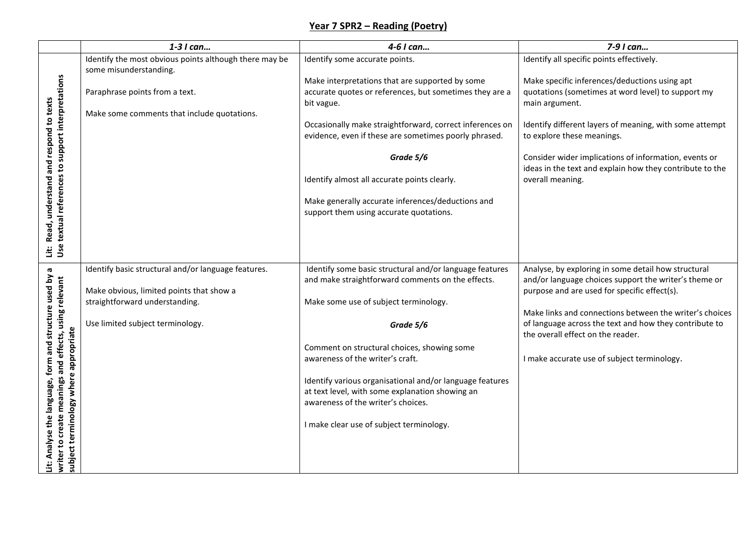# Year 7 SPR2 – Reading (Poetry)

| | *1-3 I can…* | *4-6 I can…* | *7-9 I can…* |
|---|---|---|---|
| **Lit: Read, understand and respond to texts Use textual references to support interpretations** | Identify the most obvious points although there may be some misunderstanding.<br><br>Paraphrase points from a text.<br><br>Make some comments that include quotations. | Identify some accurate points.<br><br>Make interpretations that are supported by some accurate quotes or references, but sometimes they are a bit vague.<br><br>Occasionally make straightforward, correct inferences on evidence, even if these are sometimes poorly phrased.<br><br>***Grade 5/6***<br><br>Identify almost all accurate points clearly.<br><br>Make generally accurate inferences/deductions and support them using accurate quotations. | Identify all specific points effectively.<br><br>Make specific inferences/deductions using apt quotations (sometimes at word level) to support my main argument.<br><br>Identify different layers of meaning, with some attempt to explore these meanings.<br><br>Consider wider implications of information, events or ideas in the text and explain how they contribute to the overall meaning. |
| **Lit: Analyse the language, form and structure used by a writer to create meanings and effects, using relevant subject terminology where appropriate** | Identify basic structural and/or language features.<br><br>Make obvious, limited points that show a straightforward understanding.<br><br>Use limited subject terminology. | Identify some basic structural and/or language features and make straightforward comments on the effects.<br><br>Make some use of subject terminology.<br><br>***Grade 5/6***<br><br>Comment on structural choices, showing some awareness of the writer's craft.<br><br>Identify various organisational and/or language features at text level, with some explanation showing an awareness of the writer's choices.<br><br>I make clear use of subject terminology. | Analyse, by exploring in some detail how structural and/or language choices support the writer's theme or purpose and are used for specific effect(s).<br><br>Make links and connections between the writer's choices of language across the text and how they contribute to the overall effect on the reader.<br><br>I make accurate use of subject terminology. |